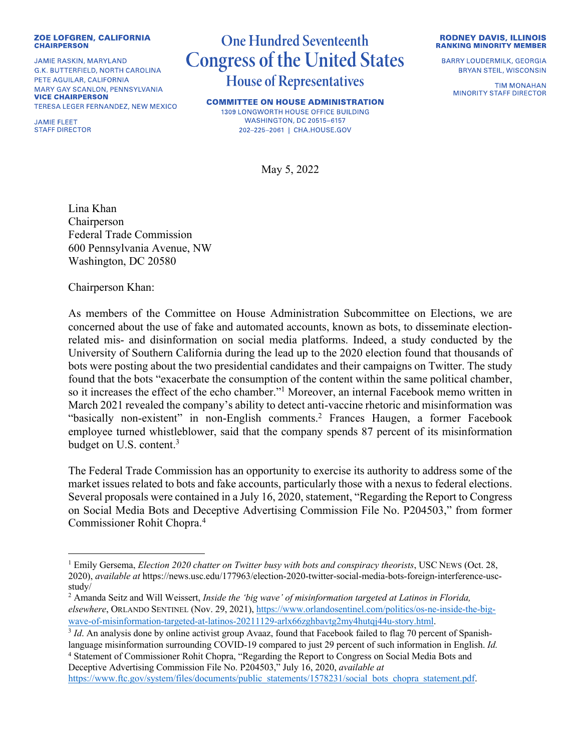**ZOE LOFGREN, CALIFORNIA**
**CHAIRPERSON**

JAMIE RASKIN, MARYLAND
G.K. BUTTERFIELD, NORTH CAROLINA
PETE AGUILAR, CALIFORNIA
MARY GAY SCANLON, PENNSYLVANIA
**VICE CHAIRPERSON**
TERESA LEGER FERNANDEZ, NEW MEXICO

JAMIE FLEET
STAFF DIRECTOR

# One Hundred Seventeenth
# Congress of the United States
## House of Representatives

**COMMITTEE ON HOUSE ADMINISTRATION**
1309 LONGWORTH HOUSE OFFICE BUILDING
WASHINGTON, DC 20515–6157
202–225–2061 | CHA.HOUSE.GOV

**RODNEY DAVIS, ILLINOIS**
**RANKING MINORITY MEMBER**

BARRY LOUDERMILK, GEORGIA
BRYAN STEIL, WISCONSIN

TIM MONAHAN
MINORITY STAFF DIRECTOR

May 5, 2022

Lina Khan
Chairperson
Federal Trade Commission
600 Pennsylvania Avenue, NW
Washington, DC 20580

Chairperson Khan:

As members of the Committee on House Administration Subcommittee on Elections, we are concerned about the use of fake and automated accounts, known as bots, to disseminate election-related mis- and disinformation on social media platforms. Indeed, a study conducted by the University of Southern California during the lead up to the 2020 election found that thousands of bots were posting about the two presidential candidates and their campaigns on Twitter. The study found that the bots "exacerbate the consumption of the content within the same political chamber, so it increases the effect of the echo chamber."[1] Moreover, an internal Facebook memo written in March 2021 revealed the company's ability to detect anti-vaccine rhetoric and misinformation was "basically non-existent" in non-English comments.[2] Frances Haugen, a former Facebook employee turned whistleblower, said that the company spends 87 percent of its misinformation budget on U.S. content.[3]

The Federal Trade Commission has an opportunity to exercise its authority to address some of the market issues related to bots and fake accounts, particularly those with a nexus to federal elections. Several proposals were contained in a July 16, 2020, statement, "Regarding the Report to Congress on Social Media Bots and Deceptive Advertising Commission File No. P204503," from former Commissioner Rohit Chopra.[4]

---

[1] Emily Gersema, *Election 2020 chatter on Twitter busy with bots and conspiracy theorists*, USC NEWS (Oct. 28, 2020), *available at* https://news.usc.edu/177963/election-2020-twitter-social-media-bots-foreign-interference-usc-study/

[2] Amanda Seitz and Will Weissert, *Inside the 'big wave' of misinformation targeted at Latinos in Florida, elsewhere*, ORLANDO SENTINEL (Nov. 29, 2021), https://www.orlandosentinel.com/politics/os-ne-inside-the-big-wave-of-misinformation-targeted-at-latinos-20211129-arlx66zghbavtg2my4hutqj44u-story.html.

[3] *Id*. An analysis done by online activist group Avaaz, found that Facebook failed to flag 70 percent of Spanish-language misinformation surrounding COVID-19 compared to just 29 percent of such information in English. *Id.*

[4] Statement of Commissioner Rohit Chopra, "Regarding the Report to Congress on Social Media Bots and Deceptive Advertising Commission File No. P204503," July 16, 2020, *available at* https://www.ftc.gov/system/files/documents/public_statements/1578231/social_bots_chopra_statement.pdf.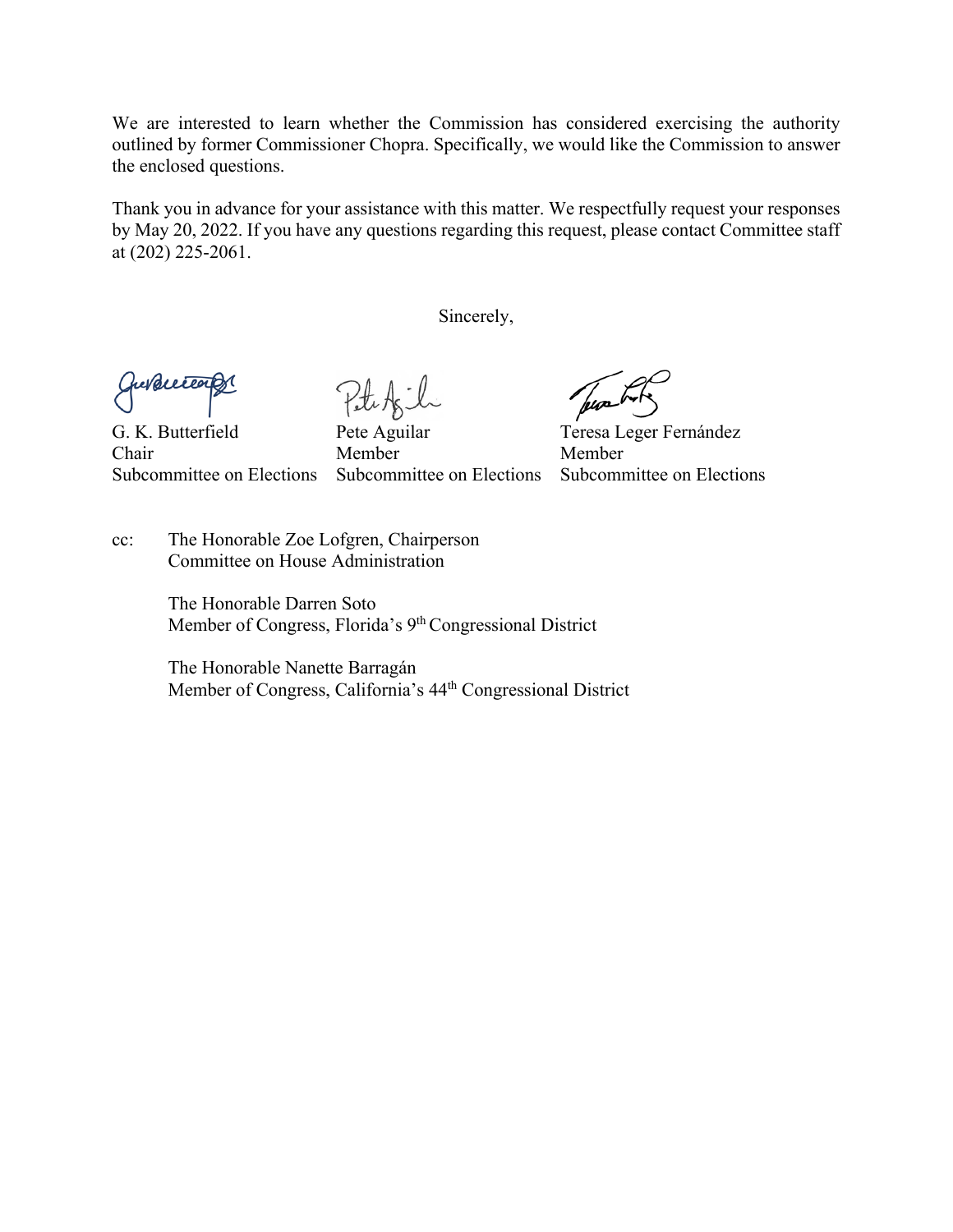We are interested to learn whether the Commission has considered exercising the authority outlined by former Commissioner Chopra. Specifically, we would like the Commission to answer the enclosed questions.

Thank you in advance for your assistance with this matter. We respectfully request your responses by May 20, 2022. If you have any questions regarding this request, please contact Committee staff at (202) 225-2061.

Sincerely,

| | | |
|---|---|---|
| G. K. Butterfield | Pete Aguilar | Teresa Leger Fernández |
| Chair | Member | Member |
| Subcommittee on Elections | Subcommittee on Elections | Subcommittee on Elections |

cc: The Honorable Zoe Lofgren, Chairperson
Committee on House Administration

The Honorable Darren Soto
Member of Congress, Florida's 9th Congressional District

The Honorable Nanette Barragán
Member of Congress, California's 44th Congressional District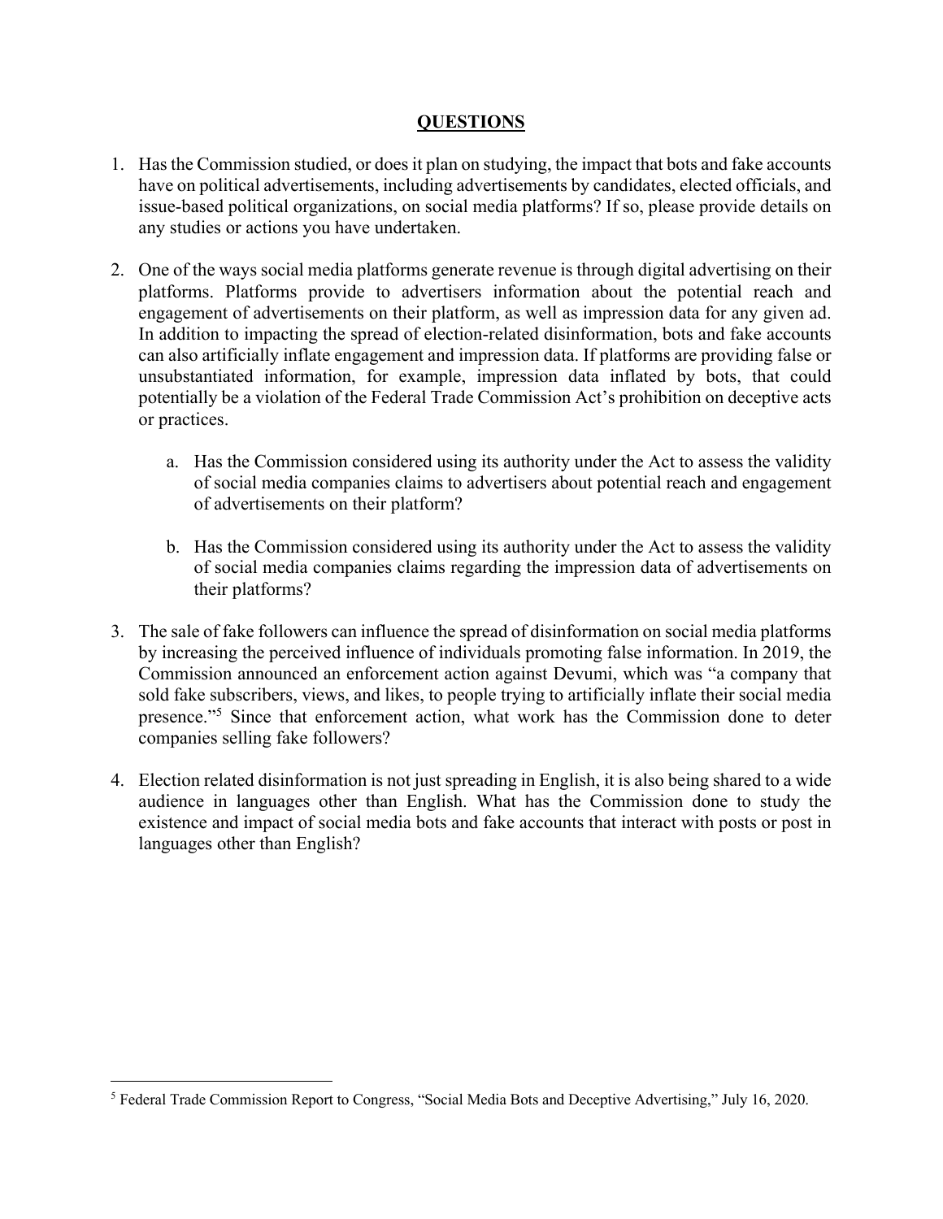## QUESTIONS

1. Has the Commission studied, or does it plan on studying, the impact that bots and fake accounts have on political advertisements, including advertisements by candidates, elected officials, and issue-based political organizations, on social media platforms? If so, please provide details on any studies or actions you have undertaken.

2. One of the ways social media platforms generate revenue is through digital advertising on their platforms. Platforms provide to advertisers information about the potential reach and engagement of advertisements on their platform, as well as impression data for any given ad. In addition to impacting the spread of election-related disinformation, bots and fake accounts can also artificially inflate engagement and impression data. If platforms are providing false or unsubstantiated information, for example, impression data inflated by bots, that could potentially be a violation of the Federal Trade Commission Act's prohibition on deceptive acts or practices.

   a. Has the Commission considered using its authority under the Act to assess the validity of social media companies claims to advertisers about potential reach and engagement of advertisements on their platform?

   b. Has the Commission considered using its authority under the Act to assess the validity of social media companies claims regarding the impression data of advertisements on their platforms?

3. The sale of fake followers can influence the spread of disinformation on social media platforms by increasing the perceived influence of individuals promoting false information. In 2019, the Commission announced an enforcement action against Devumi, which was "a company that sold fake subscribers, views, and likes, to people trying to artificially inflate their social media presence."[5] Since that enforcement action, what work has the Commission done to deter companies selling fake followers?

4. Election related disinformation is not just spreading in English, it is also being shared to a wide audience in languages other than English. What has the Commission done to study the existence and impact of social media bots and fake accounts that interact with posts or post in languages other than English?

---

[5] Federal Trade Commission Report to Congress, "Social Media Bots and Deceptive Advertising," July 16, 2020.